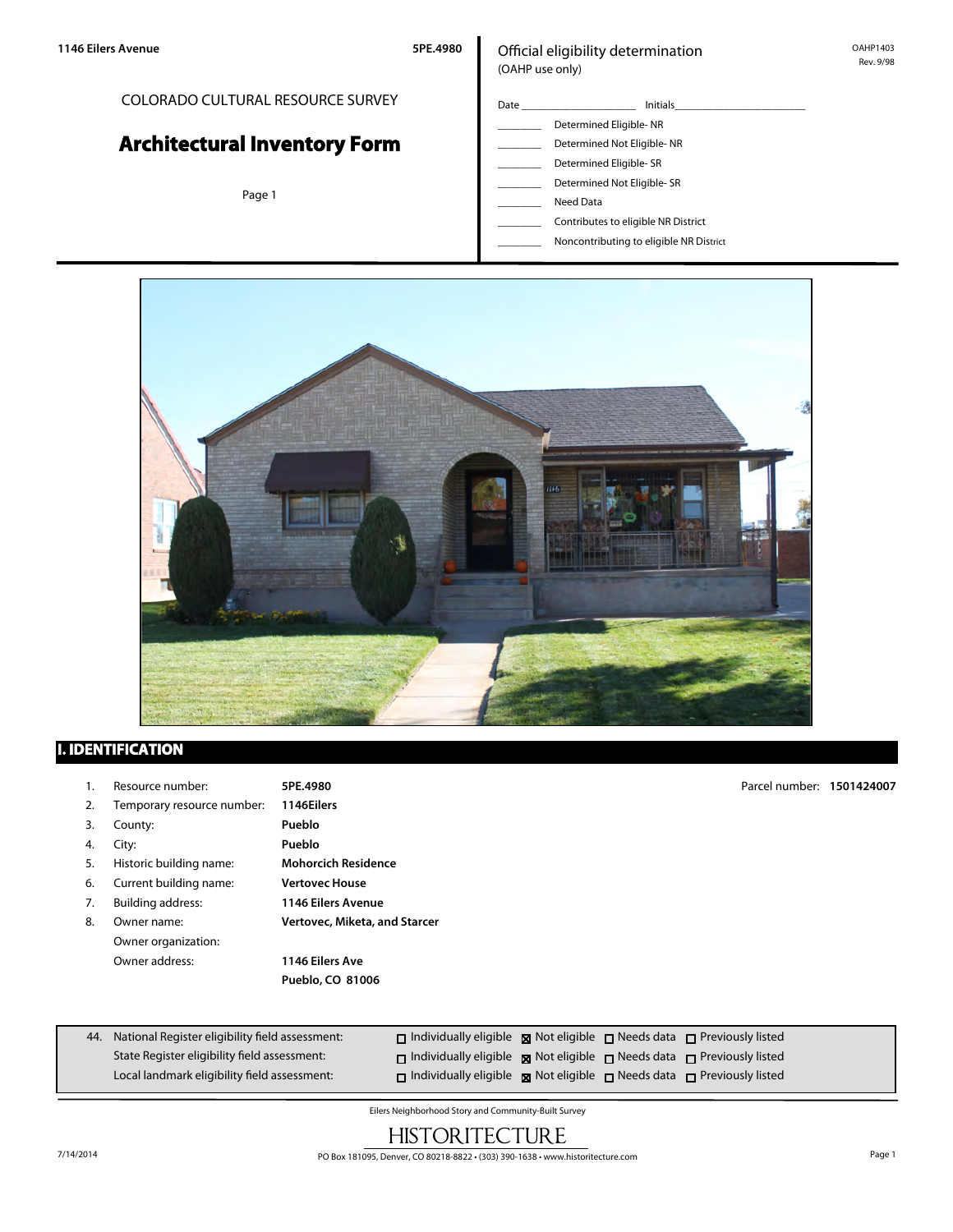1146 Eilers Avenue 5PE.4980

COLORADO CULTURAL RESOURCE SURVEY

# Architectural Inventory Form

Official eligibility determination
(OAHP use only)

OAHP1403
Rev. 9/98

Date ____________________ Initials______________________

- ________ Determined Eligible- NR
- ________ Determined Not Eligible- NR
- ________ Determined Eligible- SR
- ________ Determined Not Eligible- SR
- ________ Need Data
- ________ Contributes to eligible NR District
- ________ Noncontributing to eligible NR District

## I. IDENTIFICATION

1. Resource number: **5PE.4980**
2. Temporary resource number: **1146Eilers**
3. County: **Pueblo**
4. City: **Pueblo**
5. Historic building name: **Mohorcich Residence**
6. Current building name: **Vertovec House**
7. Building address: **1146 Eilers Avenue**
8. Owner name: **Vertovec, Miketa, and Starcer**
   Owner organization:
   Owner address: **1146 Eilers Ave**
   **Pueblo, CO 81006**

Parcel number: **1501424007**

| 44. | | | | |
|---|---|---|---|---|
| National Register eligibility field assessment: | ☐ Individually eligible | ☒ Not eligible | ☐ Needs data | ☐ Previously listed |
| State Register eligibility field assessment: | ☐ Individually eligible | ☒ Not eligible | ☐ Needs data | ☐ Previously listed |
| Local landmark eligibility field assessment: | ☐ Individually eligible | ☒ Not eligible | ☐ Needs data | ☐ Previously listed |

Eilers Neighborhood Story and Community-Built Survey

HISTORITECTURE

7/14/2014 PO Box 181095, Denver, CO 80218-8822 • (303) 390-1638 • www.historitecture.com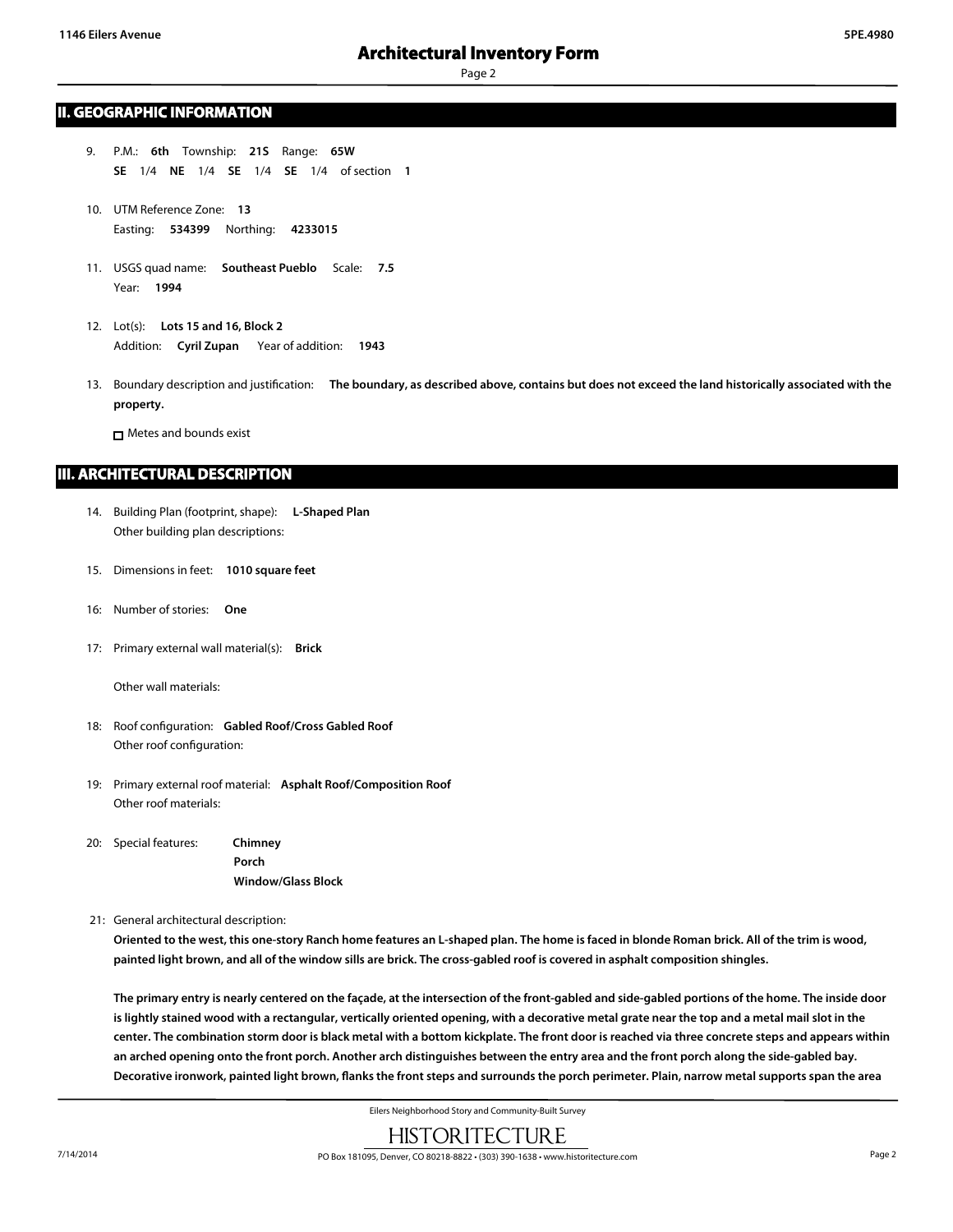## II. GEOGRAPHIC INFORMATION

9. P.M.: **6th** Township: **21S** Range: **65W**
   **SE** 1/4 **NE** 1/4 **SE** 1/4 **SE** 1/4 of section **1**

10. UTM Reference Zone: **13**
    Easting: **534399** Northing: **4233015**

11. USGS quad name: **Southeast Pueblo** Scale: **7.5**
    Year: **1994**

12. Lot(s): **Lots 15 and 16, Block 2**
    Addition: **Cyril Zupan** Year of addition: **1943**

13. Boundary description and justification: **The boundary, as described above, contains but does not exceed the land historically associated with the property.**

    ☐ Metes and bounds exist

## III. ARCHITECTURAL DESCRIPTION

14. Building Plan (footprint, shape): **L-Shaped Plan**
    Other building plan descriptions:

15. Dimensions in feet: **1010 square feet**

16: Number of stories: **One**

17: Primary external wall material(s): **Brick**

    Other wall materials:

18: Roof configuration: **Gabled Roof/Cross Gabled Roof**
    Other roof configuration:

19: Primary external roof material: **Asphalt Roof/Composition Roof**
    Other roof materials:

20: Special features: **Chimney**
    **Porch**
    **Window/Glass Block**

21: General architectural description:

**Oriented to the west, this one-story Ranch home features an L-shaped plan. The home is faced in blonde Roman brick. All of the trim is wood, painted light brown, and all of the window sills are brick. The cross-gabled roof is covered in asphalt composition shingles.**

**The primary entry is nearly centered on the façade, at the intersection of the front-gabled and side-gabled portions of the home. The inside door is lightly stained wood with a rectangular, vertically oriented opening, with a decorative metal grate near the top and a metal mail slot in the center. The combination storm door is black metal with a bottom kickplate. The front door is reached via three concrete steps and appears within an arched opening onto the front porch. Another arch distinguishes between the entry area and the front porch along the side-gabled bay. Decorative ironwork, painted light brown, flanks the front steps and surrounds the porch perimeter. Plain, narrow metal supports span the area**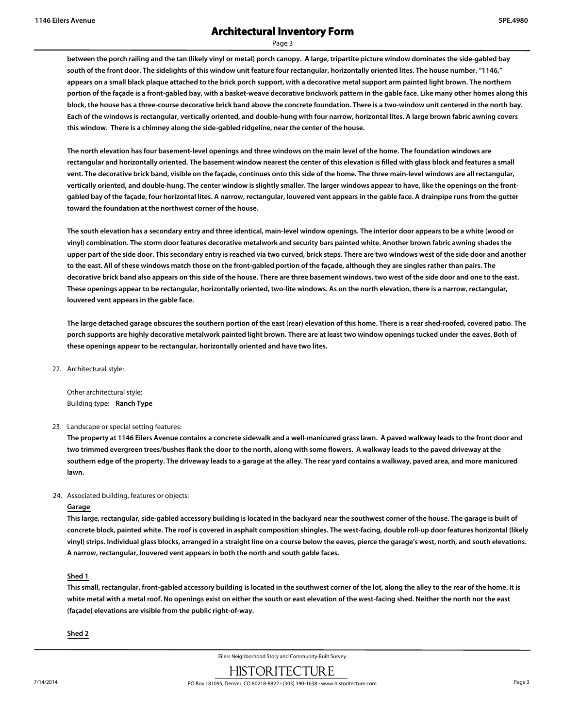between the porch railing and the tan (likely vinyl or metal) porch canopy. A large, tripartite picture window dominates the side-gabled bay south of the front door. The sidelights of this window unit feature four rectangular, horizontally oriented lites. The house number, "1146," appears on a small black plaque attached to the brick porch support, with a decorative metal support arm painted light brown. The northern portion of the façade is a front-gabled bay, with a basket-weave decorative brickwork pattern in the gable face. Like many other homes along this block, the house has a three-course decorative brick band above the concrete foundation. There is a two-window unit centered in the north bay. Each of the windows is rectangular, vertically oriented, and double-hung with four narrow, horizontal lites. A large brown fabric awning covers this window. There is a chimney along the side-gabled ridgeline, near the center of the house.

The north elevation has four basement-level openings and three windows on the main level of the home. The foundation windows are rectangular and horizontally oriented. The basement window nearest the center of this elevation is filled with glass block and features a small vent. The decorative brick band, visible on the façade, continues onto this side of the home. The three main-level windows are all rectangular, vertically oriented, and double-hung. The center window is slightly smaller. The larger windows appear to have, like the openings on the front-gabled bay of the façade, four horizontal lites. A narrow, rectangular, louvered vent appears in the gable face. A drainpipe runs from the gutter toward the foundation at the northwest corner of the house.

The south elevation has a secondary entry and three identical, main-level window openings. The interior door appears to be a white (wood or vinyl) combination. The storm door features decorative metalwork and security bars painted white. Another brown fabric awning shades the upper part of the side door. This secondary entry is reached via two curved, brick steps. There are two windows west of the side door and another to the east. All of these windows match those on the front-gabled portion of the façade, although they are singles rather than pairs. The decorative brick band also appears on this side of the house. There are three basement windows, two west of the side door and one to the east. These openings appear to be rectangular, horizontally oriented, two-lite windows. As on the north elevation, there is a narrow, rectangular, louvered vent appears in the gable face.

The large detached garage obscures the southern portion of the east (rear) elevation of this home. There is a rear shed-roofed, covered patio. The porch supports are highly decorative metalwork painted light brown. There are at least two window openings tucked under the eaves. Both of these openings appear to be rectangular, horizontally oriented and have two lites.

22. Architectural style:

 Other architectural style:
 Building type: **Ranch Type**

23. Landscape or special setting features:

 The property at 1146 Eilers Avenue contains a concrete sidewalk and a well-manicured grass lawn. A paved walkway leads to the front door and two trimmed evergreen trees/bushes flank the door to the north, along with some flowers. A walkway leads to the paved driveway at the southern edge of the property. The driveway leads to a garage at the alley. The rear yard contains a walkway, paved area, and more manicured lawn.

24. Associated building, features or objects:

 **Garage**

 This large, rectangular, side-gabled accessory building is located in the backyard near the southwest corner of the house. The garage is built of concrete block, painted white. The roof is covered in asphalt composition shingles. The west-facing, double roll-up door features horizontal (likely vinyl) strips. Individual glass blocks, arranged in a straight line on a course below the eaves, pierce the garage's west, north, and south elevations. A narrow, rectangular, louvered vent appears in both the north and south gable faces.

 **Shed 1**

 This small, rectangular, front-gabled accessory building is located in the southwest corner of the lot, along the alley to the rear of the home. It is white metal with a metal roof. No openings exist on either the south or east elevation of the west-facing shed. Neither the north nor the east (façade) elevations are visible from the public right-of-way.

 **Shed 2**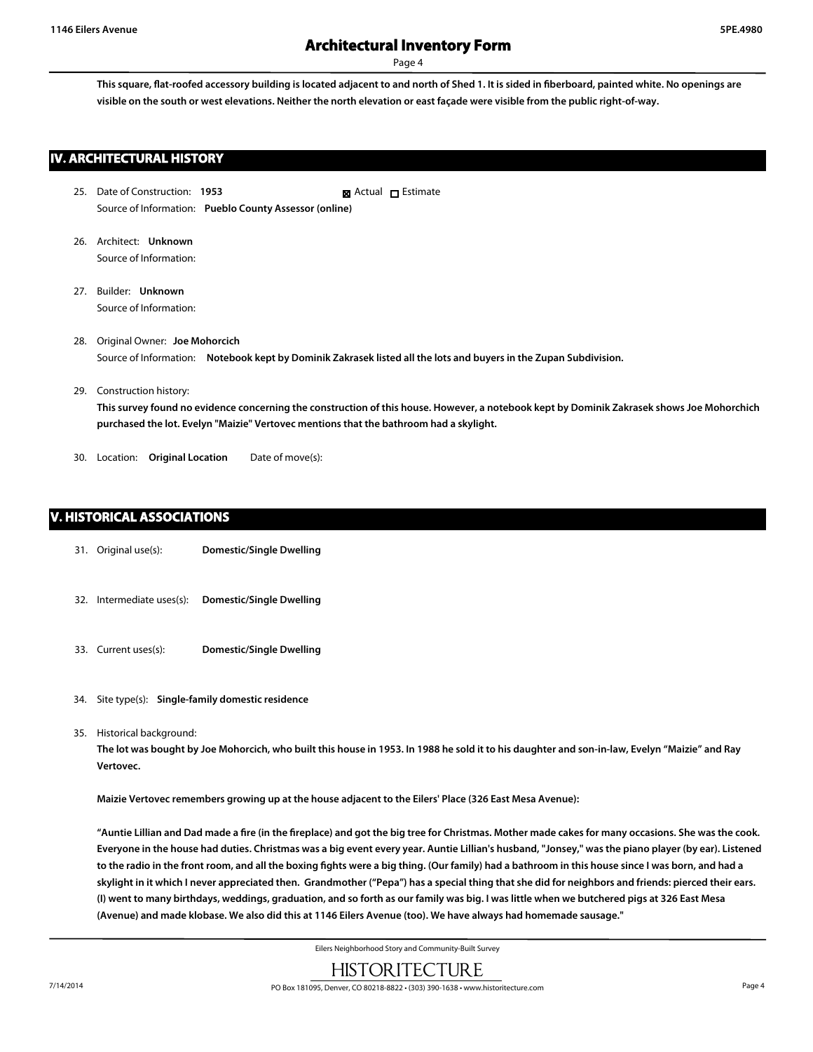This square, flat-roofed accessory building is located adjacent to and north of Shed 1. It is sided in fiberboard, painted white. No openings are visible on the south or west elevations. Neither the north elevation or east façade were visible from the public right-of-way.

## IV. ARCHITECTURAL HISTORY

25. Date of Construction: **1953** ☒ Actual ☐ Estimate
    Source of Information: **Pueblo County Assessor (online)**

26. Architect: **Unknown**
    Source of Information:

27. Builder: **Unknown**
    Source of Information:

28. Original Owner: **Joe Mohorcich**
    Source of Information: **Notebook kept by Dominik Zakrasek listed all the lots and buyers in the Zupan Subdivision.**

29. Construction history:
    **This survey found no evidence concerning the construction of this house. However, a notebook kept by Dominik Zakrasek shows Joe Mohorchich purchased the lot. Evelyn "Maizie" Vertovec mentions that the bathroom had a skylight.**

30. Location: **Original Location** Date of move(s):

## V. HISTORICAL ASSOCIATIONS

31. Original use(s): **Domestic/Single Dwelling**

32. Intermediate uses(s): **Domestic/Single Dwelling**

33. Current uses(s): **Domestic/Single Dwelling**

34. Site type(s): **Single-family domestic residence**

35. Historical background:
    **The lot was bought by Joe Mohorcich, who built this house in 1953. In 1988 he sold it to his daughter and son-in-law, Evelyn "Maizie" and Ray Vertovec.**

    **Maizie Vertovec remembers growing up at the house adjacent to the Eilers' Place (326 East Mesa Avenue):**

    **"Auntie Lillian and Dad made a fire (in the fireplace) and got the big tree for Christmas. Mother made cakes for many occasions. She was the cook. Everyone in the house had duties. Christmas was a big event every year. Auntie Lillian's husband, "Jonsey," was the piano player (by ear). Listened to the radio in the front room, and all the boxing fights were a big thing. (Our family) had a bathroom in this house since I was born, and had a skylight in it which I never appreciated then. Grandmother ("Pepa") has a special thing that she did for neighbors and friends: pierced their ears. (I) went to many birthdays, weddings, graduation, and so forth as our family was big. I was little when we butchered pigs at 326 East Mesa (Avenue) and made klobase. We also did this at 1146 Eilers Avenue (too). We have always had homemade sausage."**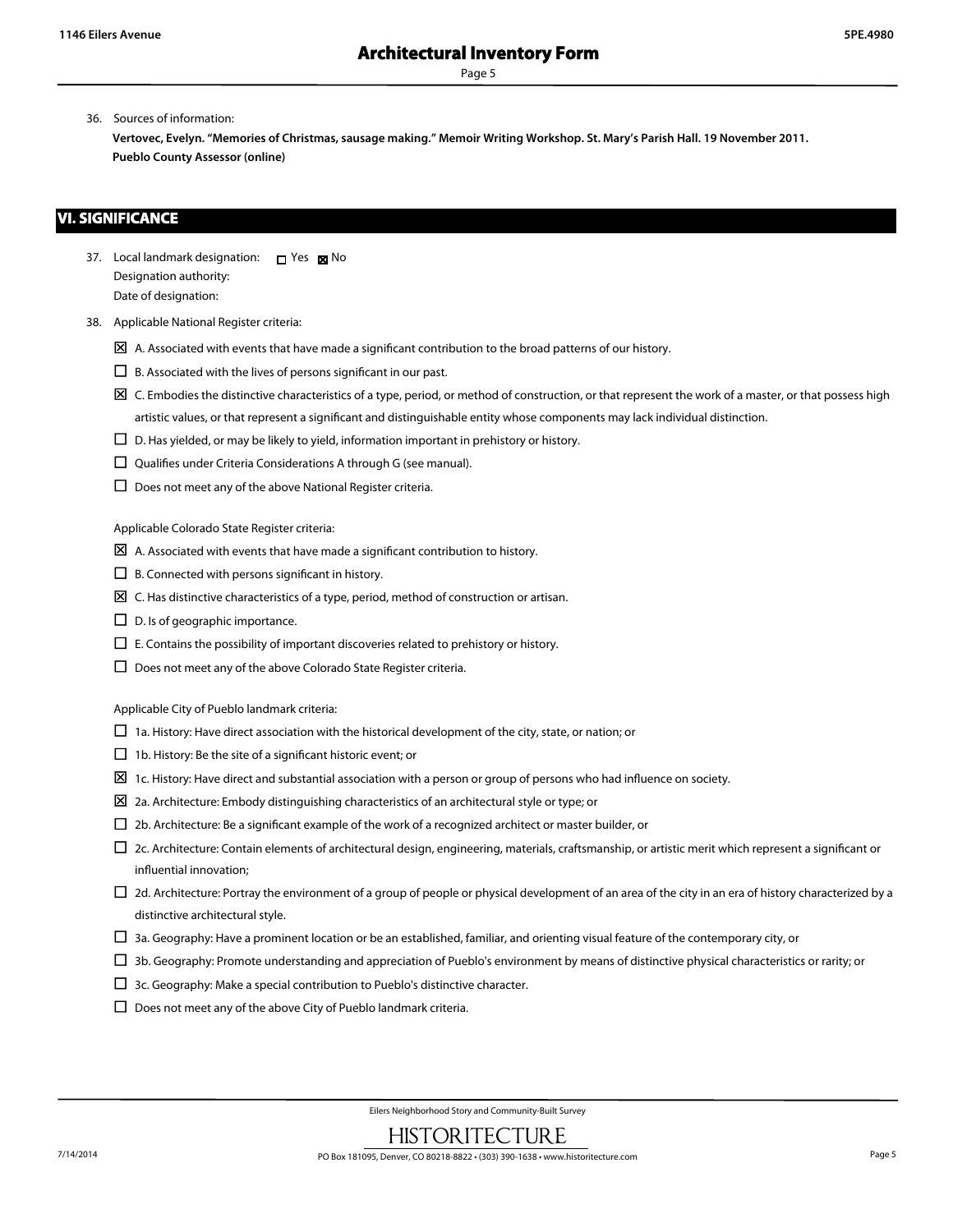36. Sources of information:

**Vertovec, Evelyn. "Memories of Christmas, sausage making." Memoir Writing Workshop. St. Mary's Parish Hall. 19 November 2011.**
**Pueblo County Assessor (online)**

## VI. SIGNIFICANCE

37. Local landmark designation: ☐ Yes ☒ No
Designation authority:
Date of designation:

38. Applicable National Register criteria:

- ☒ A. Associated with events that have made a significant contribution to the broad patterns of our history.
- ☐ B. Associated with the lives of persons significant in our past.
- ☒ C. Embodies the distinctive characteristics of a type, period, or method of construction, or that represent the work of a master, or that possess high artistic values, or that represent a significant and distinguishable entity whose components may lack individual distinction.
- ☐ D. Has yielded, or may be likely to yield, information important in prehistory or history.
- ☐ Qualifies under Criteria Considerations A through G (see manual).
- ☐ Does not meet any of the above National Register criteria.

Applicable Colorado State Register criteria:

- ☒ A. Associated with events that have made a significant contribution to history.
- ☐ B. Connected with persons significant in history.
- ☒ C. Has distinctive characteristics of a type, period, method of construction or artisan.
- ☐ D. Is of geographic importance.
- ☐ E. Contains the possibility of important discoveries related to prehistory or history.
- ☐ Does not meet any of the above Colorado State Register criteria.

Applicable City of Pueblo landmark criteria:

- ☐ 1a. History: Have direct association with the historical development of the city, state, or nation; or
- ☐ 1b. History: Be the site of a significant historic event; or
- ☒ 1c. History: Have direct and substantial association with a person or group of persons who had influence on society.
- ☒ 2a. Architecture: Embody distinguishing characteristics of an architectural style or type; or
- ☐ 2b. Architecture: Be a significant example of the work of a recognized architect or master builder, or
- ☐ 2c. Architecture: Contain elements of architectural design, engineering, materials, craftsmanship, or artistic merit which represent a significant or influential innovation;
- ☐ 2d. Architecture: Portray the environment of a group of people or physical development of an area of the city in an era of history characterized by a distinctive architectural style.
- ☐ 3a. Geography: Have a prominent location or be an established, familiar, and orienting visual feature of the contemporary city, or
- ☐ 3b. Geography: Promote understanding and appreciation of Pueblo's environment by means of distinctive physical characteristics or rarity; or
- ☐ 3c. Geography: Make a special contribution to Pueblo's distinctive character.
- ☐ Does not meet any of the above City of Pueblo landmark criteria.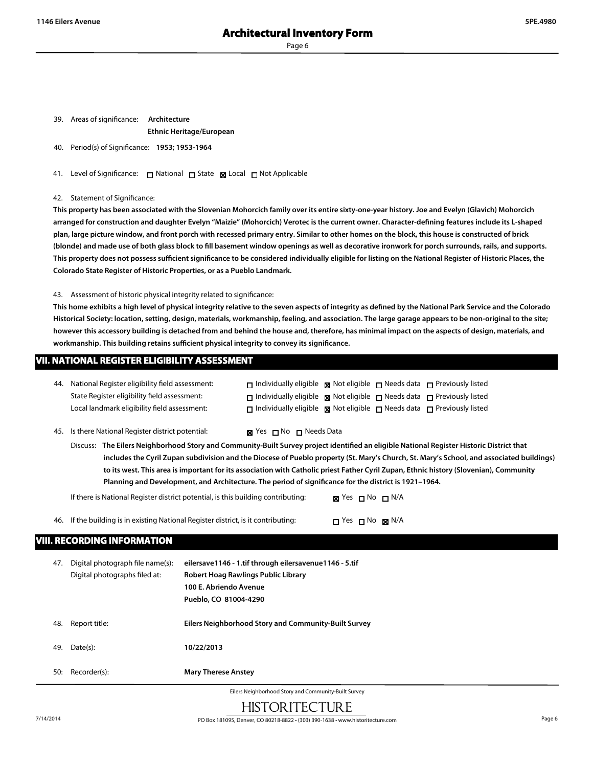39. Areas of significance: **Architecture**
**Ethnic Heritage/European**

40. Period(s) of Significance: **1953; 1953-1964**

41. Level of Significance: ☐ National ☐ State ☒ Local ☐ Not Applicable

42. Statement of Significance:

**This property has been associated with the Slovenian Mohorcich family over its entire sixty-one-year history. Joe and Evelyn (Glavich) Mohorcich arranged for construction and daughter Evelyn "Maizie" (Mohorcich) Verotec is the current owner. Character-defining features include its L-shaped plan, large picture window, and front porch with recessed primary entry. Similar to other homes on the block, this house is constructed of brick (blonde) and made use of both glass block to fill basement window openings as well as decorative ironwork for porch surrounds, rails, and supports. This property does not possess sufficient significance to be considered individually eligible for listing on the National Register of Historic Places, the Colorado State Register of Historic Properties, or as a Pueblo Landmark.**

43. Assessment of historic physical integrity related to significance:

**This home exhibits a high level of physical integrity relative to the seven aspects of integrity as defined by the National Park Service and the Colorado Historical Society: location, setting, design, materials, workmanship, feeling, and association. The large garage appears to be non-original to the site; however this accessory building is detached from and behind the house and, therefore, has minimal impact on the aspects of design, materials, and workmanship. This building retains sufficient physical integrity to convey its significance.**

## VII. NATIONAL REGISTER ELIGIBILITY ASSESSMENT

44. National Register eligibility field assessment: ☐ Individually eligible ☒ Not eligible ☐ Needs data ☐ Previously listed
State Register eligibility field assessment: ☐ Individually eligible ☒ Not eligible ☐ Needs data ☐ Previously listed
Local landmark eligibility field assessment: ☐ Individually eligible ☒ Not eligible ☐ Needs data ☐ Previously listed

45. Is there National Register district potential: ☒ Yes ☐ No ☐ Needs Data

Discuss: **The Eilers Neighborhood Story and Community-Built Survey project identified an eligible National Register Historic District that includes the Cyril Zupan subdivision and the Diocese of Pueblo property (St. Mary's Church, St. Mary's School, and associated buildings) to its west. This area is important for its association with Catholic priest Father Cyril Zupan, Ethnic history (Slovenian), Community Planning and Development, and Architecture. The period of significance for the district is 1921–1964.**

If there is National Register district potential, is this building contributing: ☒ Yes ☐ No ☐ N/A

46. If the building is in existing National Register district, is it contributing: ☐ Yes ☐ No ☒ N/A

## VIII. RECORDING INFORMATION

47. Digital photograph file name(s): **eilersave1146 - 1.tif through eilersavenue1146 - 5.tif**
Digital photographs filed at: **Robert Hoag Rawlings Public Library**
**100 E. Abriendo Avenue**
**Pueblo, CO 81004-4290**

48. Report title: **Eilers Neighborhood Story and Community-Built Survey**

49. Date(s): **10/22/2013**

50: Recorder(s): **Mary Therese Anstey**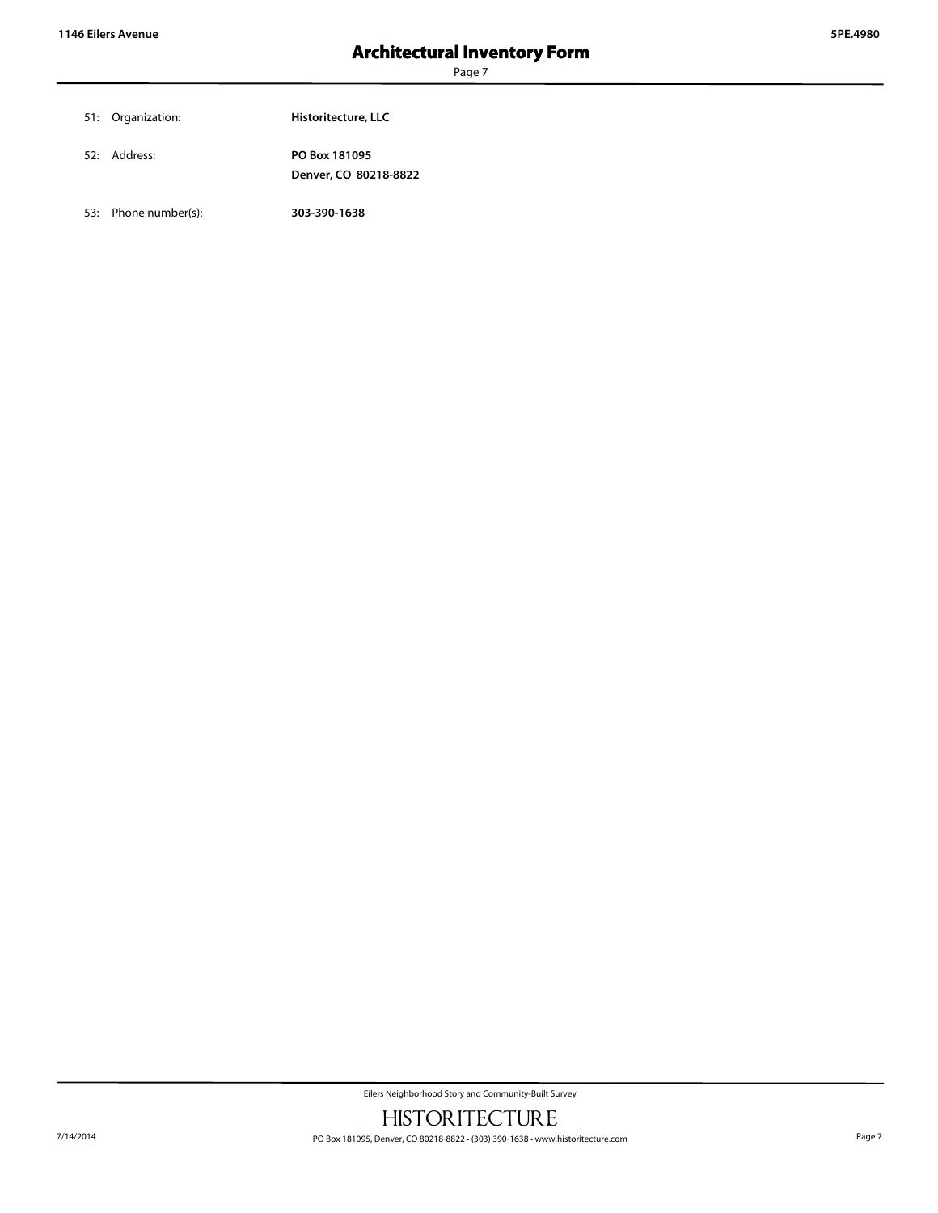51: Organization: **Historitecture, LLC**

52: Address: **PO Box 181095**
**Denver, CO 80218-8822**

53: Phone number(s): **303-390-1638**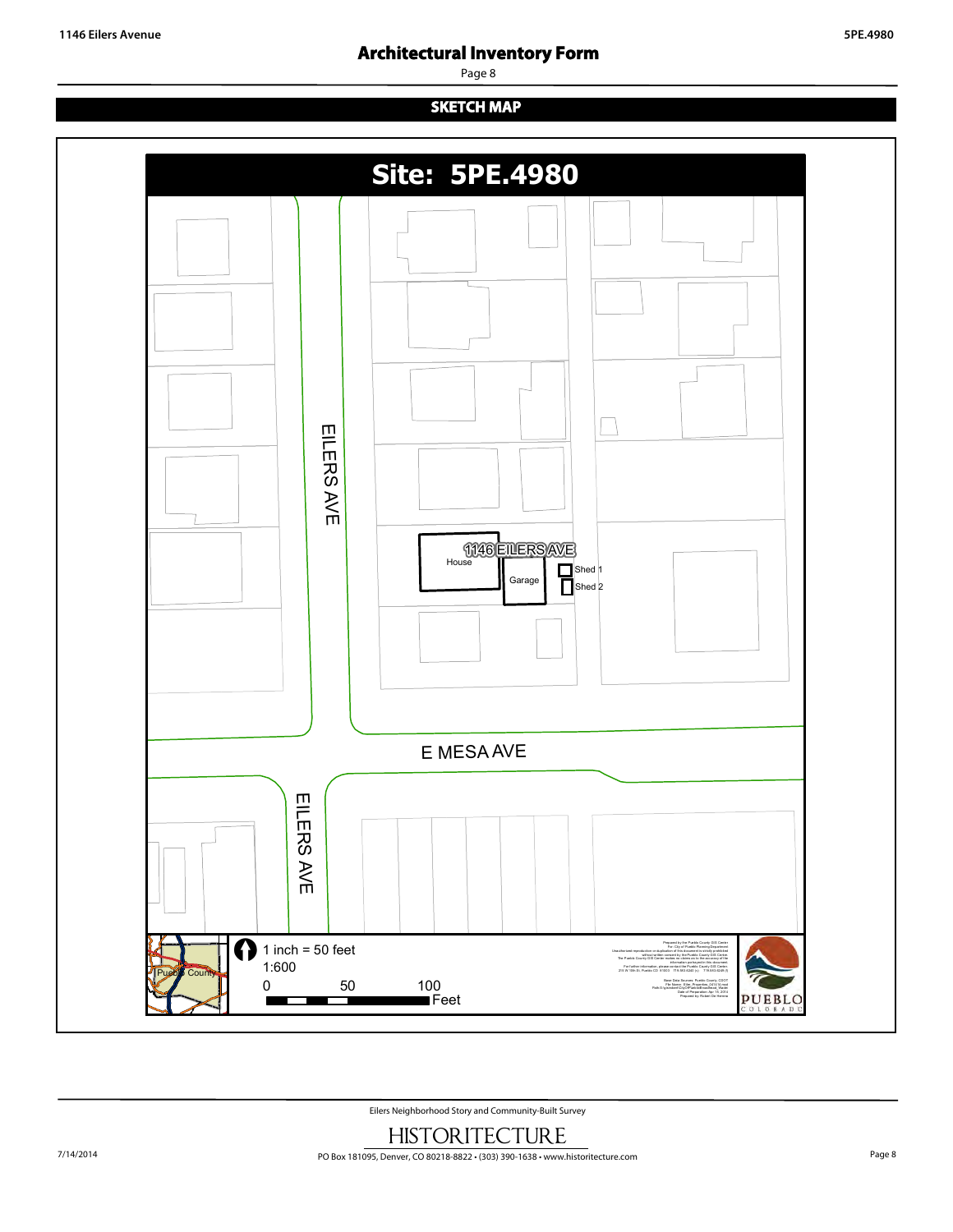## SKETCH MAP

**Site: 5PE.4980**

1146 EILERS AVE

House

Garage

Shed 1

Shed 2

EILERS AVE

E MESA AVE

EILERS AVE

Pueblo County

1 inch = 50 feet

1:600

0 50 100 Feet

PUEBLO COLORADO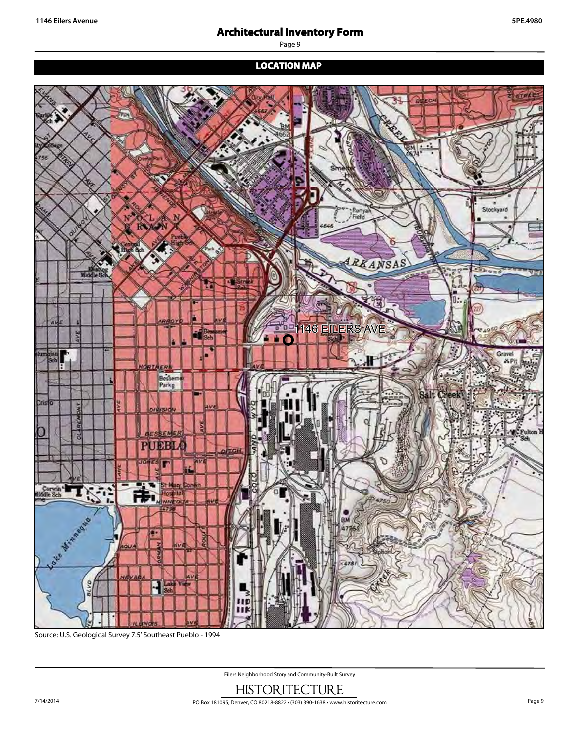## LOCATION MAP

1146 EILERS AVE

Source: U.S. Geological Survey 7.5' Southeast Pueblo - 1994